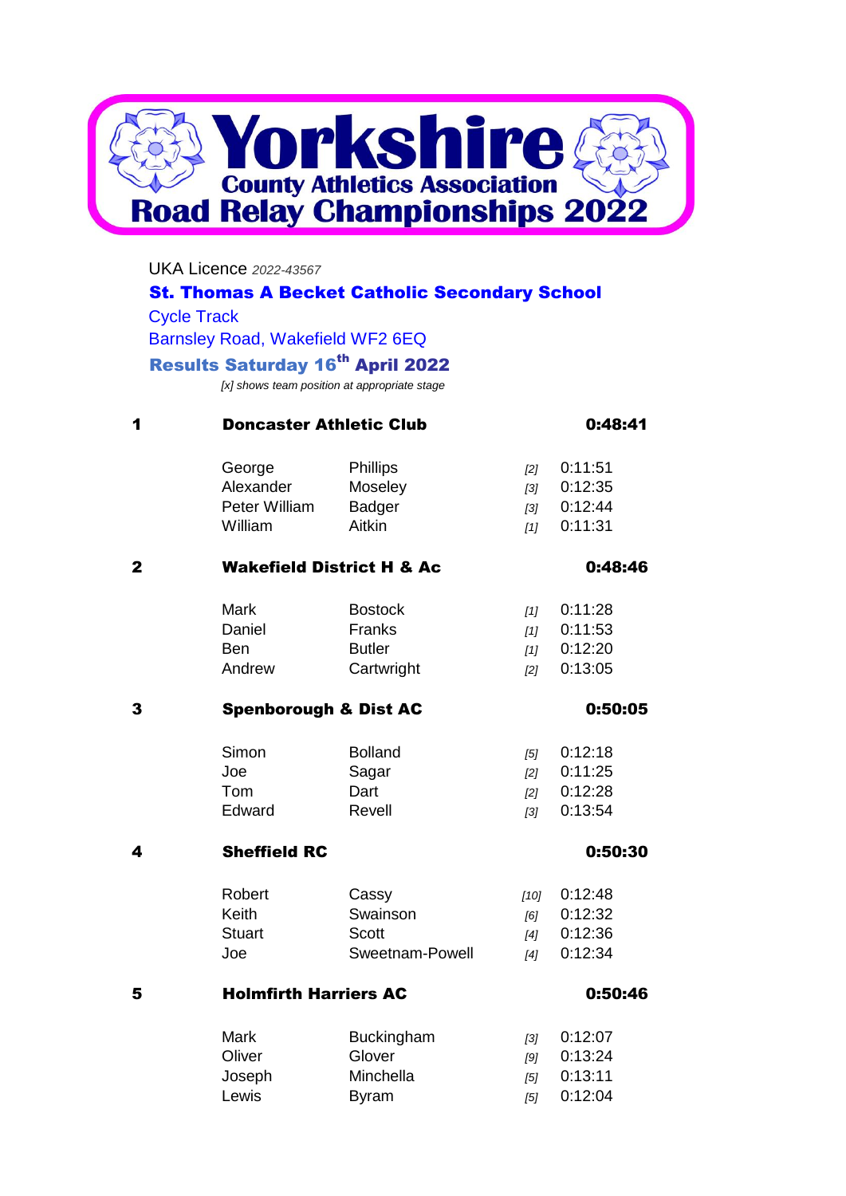# Yorkshire County Athletics Association

# Road Relay Championships 2022

UKA Licence *2022-43567*

**St. Thomas A Becket Catholic Secondary School**

Cycle Track

Barnsley Road, Wakefield WF2 6EQ

**Results Saturday 16th April 2022**

*[x] shows team position at appropriate stage*

| Pos | Team / First Name | Surname | Stage Pos | Time |
|---|---|---|---|---|
| **1** | **Doncaster Athletic Club** | | | **0:48:41** |
| | George | Phillips | *[2]* | 0:11:51 |
| | Alexander | Moseley | *[3]* | 0:12:35 |
| | Peter William | Badger | *[3]* | 0:12:44 |
| | William | Aitkin | *[1]* | 0:11:31 |
| **2** | **Wakefield District H & Ac** | | | **0:48:46** |
| | Mark | Bostock | *[1]* | 0:11:28 |
| | Daniel | Franks | *[1]* | 0:11:53 |
| | Ben | Butler | *[1]* | 0:12:20 |
| | Andrew | Cartwright | *[2]* | 0:13:05 |
| **3** | **Spenborough & Dist AC** | | | **0:50:05** |
| | Simon | Bolland | *[5]* | 0:12:18 |
| | Joe | Sagar | *[2]* | 0:11:25 |
| | Tom | Dart | *[2]* | 0:12:28 |
| | Edward | Revell | *[3]* | 0:13:54 |
| **4** | **Sheffield RC** | | | **0:50:30** |
| | Robert | Cassy | *[10]* | 0:12:48 |
| | Keith | Swainson | *[6]* | 0:12:32 |
| | Stuart | Scott | *[4]* | 0:12:36 |
| | Joe | Sweetnam-Powell | *[4]* | 0:12:34 |
| **5** | **Holmfirth Harriers AC** | | | **0:50:46** |
| | Mark | Buckingham | *[3]* | 0:12:07 |
| | Oliver | Glover | *[9]* | 0:13:24 |
| | Joseph | Minchella | *[5]* | 0:13:11 |
| | Lewis | Byram | *[5]* | 0:12:04 |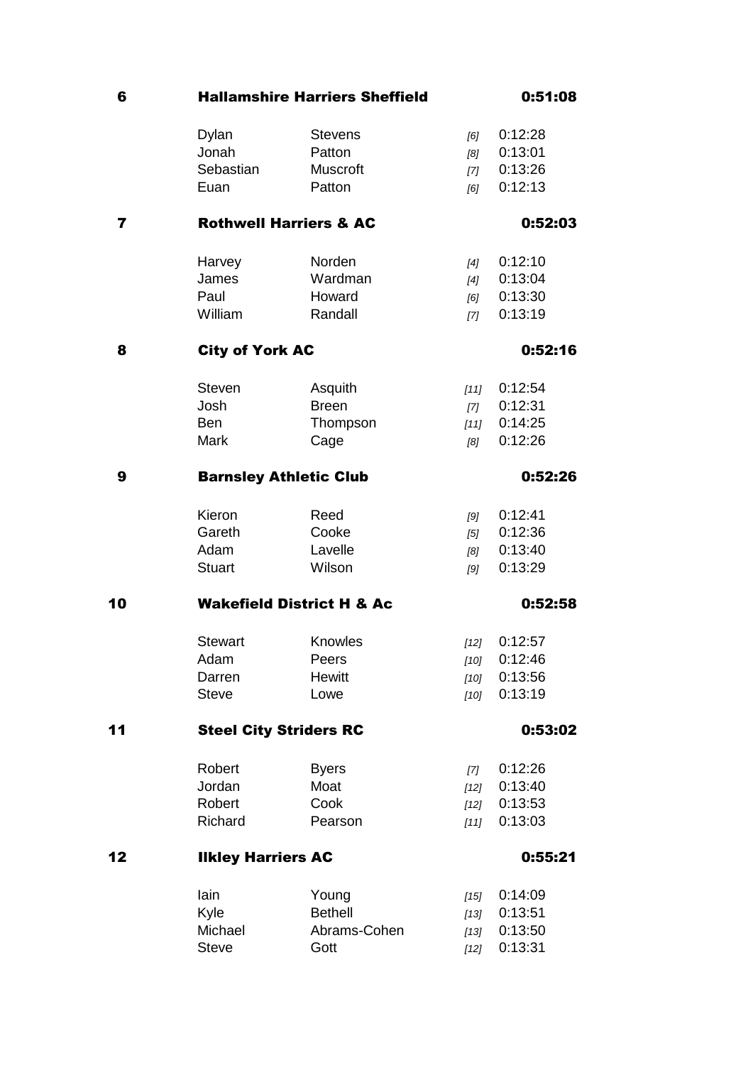| Pos | Team / First Name | Surname | Leg Pos | Time |
|---|---|---|---|---|
| **6** | **Hallamshire Harriers Sheffield** | | | **0:51:08** |
| | Dylan | Stevens | *[6]* | 0:12:28 |
| | Jonah | Patton | *[8]* | 0:13:01 |
| | Sebastian | Muscroft | *[7]* | 0:13:26 |
| | Euan | Patton | *[6]* | 0:12:13 |
| **7** | **Rothwell Harriers & AC** | | | **0:52:03** |
| | Harvey | Norden | *[4]* | 0:12:10 |
| | James | Wardman | *[4]* | 0:13:04 |
| | Paul | Howard | *[6]* | 0:13:30 |
| | William | Randall | *[7]* | 0:13:19 |
| **8** | **City of York AC** | | | **0:52:16** |
| | Steven | Asquith | *[11]* | 0:12:54 |
| | Josh | Breen | *[7]* | 0:12:31 |
| | Ben | Thompson | *[11]* | 0:14:25 |
| | Mark | Cage | *[8]* | 0:12:26 |
| **9** | **Barnsley Athletic Club** | | | **0:52:26** |
| | Kieron | Reed | *[9]* | 0:12:41 |
| | Gareth | Cooke | *[5]* | 0:12:36 |
| | Adam | Lavelle | *[8]* | 0:13:40 |
| | Stuart | Wilson | *[9]* | 0:13:29 |
| **10** | **Wakefield District H & Ac** | | | **0:52:58** |
| | Stewart | Knowles | *[12]* | 0:12:57 |
| | Adam | Peers | *[10]* | 0:12:46 |
| | Darren | Hewitt | *[10]* | 0:13:56 |
| | Steve | Lowe | *[10]* | 0:13:19 |
| **11** | **Steel City Striders RC** | | | **0:53:02** |
| | Robert | Byers | *[7]* | 0:12:26 |
| | Jordan | Moat | *[12]* | 0:13:40 |
| | Robert | Cook | *[12]* | 0:13:53 |
| | Richard | Pearson | *[11]* | 0:13:03 |
| **12** | **Ilkley Harriers AC** | | | **0:55:21** |
| | Iain | Young | *[15]* | 0:14:09 |
| | Kyle | Bethell | *[13]* | 0:13:51 |
| | Michael | Abrams-Cohen | *[13]* | 0:13:50 |
| | Steve | Gott | *[12]* | 0:13:31 |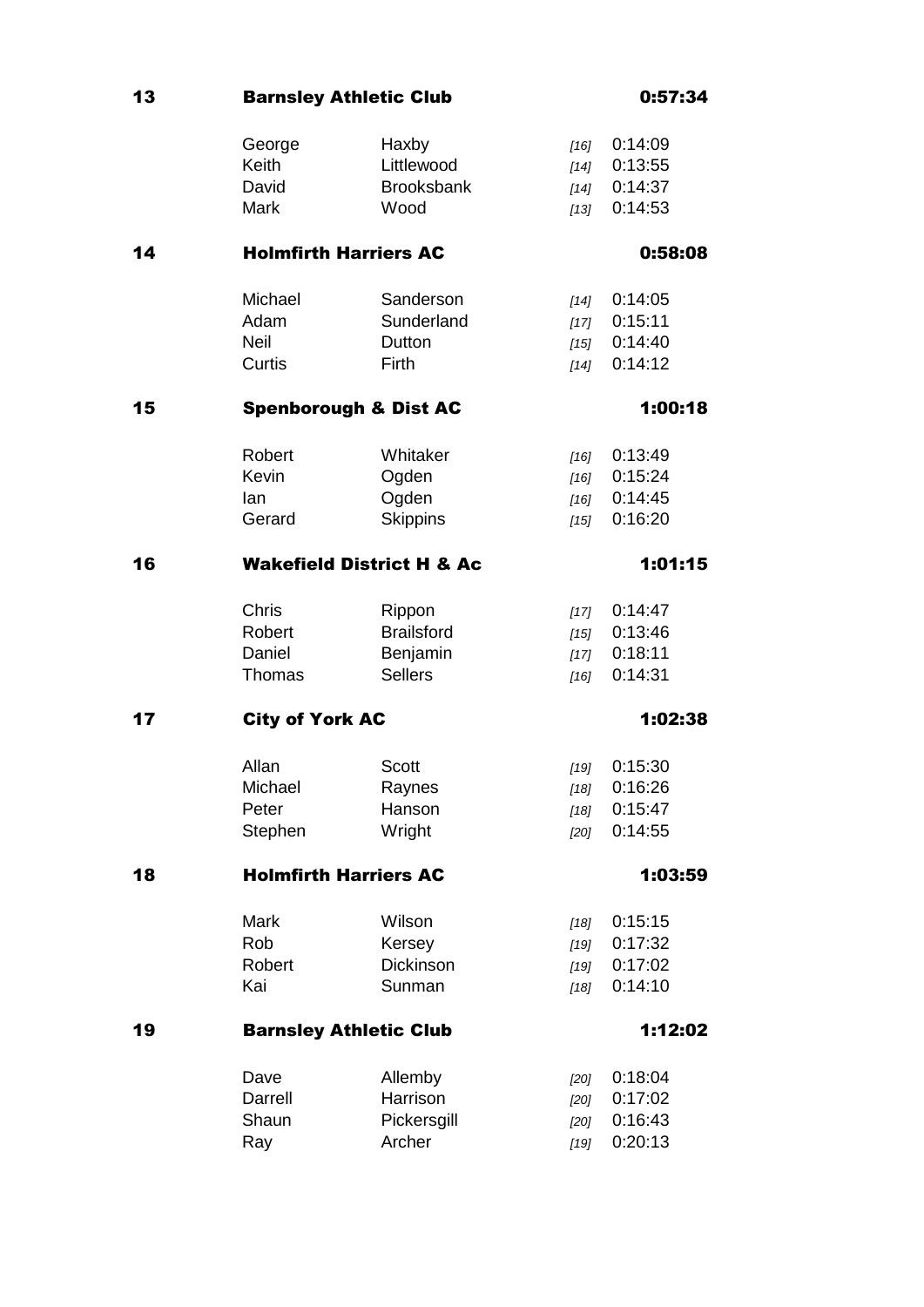**13 Barnsley Athletic Club 0:57:34**

| First Name | Surname | Pos | Time |
|---|---|---|---|
| George | Haxby | *[16]* | 0:14:09 |
| Keith | Littlewood | *[14]* | 0:13:55 |
| David | Brooksbank | *[14]* | 0:14:37 |
| Mark | Wood | *[13]* | 0:14:53 |

**14 Holmfirth Harriers AC 0:58:08**

| First Name | Surname | Pos | Time |
|---|---|---|---|
| Michael | Sanderson | *[14]* | 0:14:05 |
| Adam | Sunderland | *[17]* | 0:15:11 |
| Neil | Dutton | *[15]* | 0:14:40 |
| Curtis | Firth | *[14]* | 0:14:12 |

**15 Spenborough & Dist AC 1:00:18**

| First Name | Surname | Pos | Time |
|---|---|---|---|
| Robert | Whitaker | *[16]* | 0:13:49 |
| Kevin | Ogden | *[16]* | 0:15:24 |
| Ian | Ogden | *[16]* | 0:14:45 |
| Gerard | Skippins | *[15]* | 0:16:20 |

**16 Wakefield District H & Ac 1:01:15**

| First Name | Surname | Pos | Time |
|---|---|---|---|
| Chris | Rippon | *[17]* | 0:14:47 |
| Robert | Brailsford | *[15]* | 0:13:46 |
| Daniel | Benjamin | *[17]* | 0:18:11 |
| Thomas | Sellers | *[16]* | 0:14:31 |

**17 City of York AC 1:02:38**

| First Name | Surname | Pos | Time |
|---|---|---|---|
| Allan | Scott | *[19]* | 0:15:30 |
| Michael | Raynes | *[18]* | 0:16:26 |
| Peter | Hanson | *[18]* | 0:15:47 |
| Stephen | Wright | *[20]* | 0:14:55 |

**18 Holmfirth Harriers AC 1:03:59**

| First Name | Surname | Pos | Time |
|---|---|---|---|
| Mark | Wilson | *[18]* | 0:15:15 |
| Rob | Kersey | *[19]* | 0:17:32 |
| Robert | Dickinson | *[19]* | 0:17:02 |
| Kai | Sunman | *[18]* | 0:14:10 |

**19 Barnsley Athletic Club 1:12:02**

| First Name | Surname | Pos | Time |
|---|---|---|---|
| Dave | Allemby | *[20]* | 0:18:04 |
| Darrell | Harrison | *[20]* | 0:17:02 |
| Shaun | Pickersgill | *[20]* | 0:16:43 |
| Ray | Archer | *[19]* | 0:20:13 |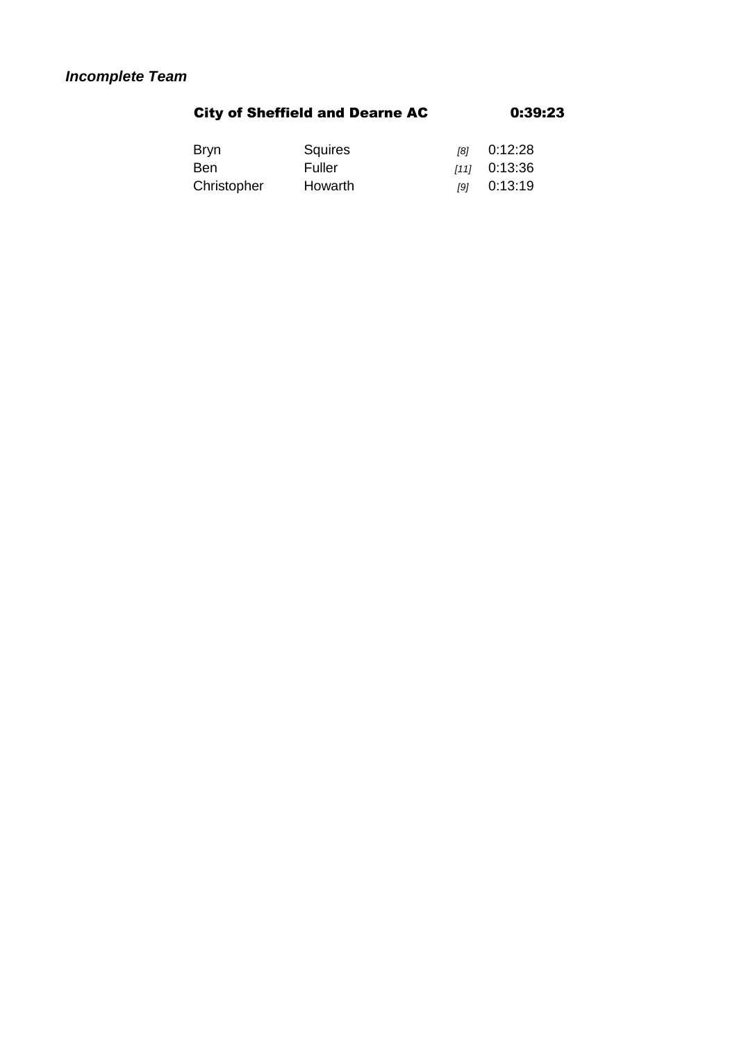***Incomplete Team***

**City of Sheffield and Dearne AC** **0:39:23**

| | | | |
|---|---|---|---|
| Bryn | Squires | *[8]* | 0:12:28 |
| Ben | Fuller | *[11]* | 0:13:36 |
| Christopher | Howarth | *[9]* | 0:13:19 |